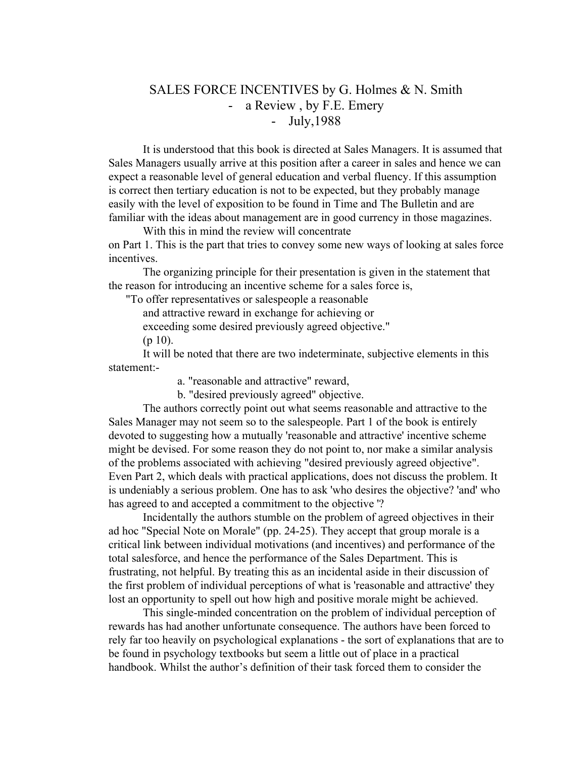# SALES FORCE INCENTIVES by G. Holmes & N. Smith
## - a Review , by F.E. Emery
## - July,1988

It is understood that this book is directed at Sales Managers. It is assumed that Sales Managers usually arrive at this position after a career in sales and hence we can expect a reasonable level of general education and verbal fluency. If this assumption is correct then tertiary education is not to be expected, but they probably manage easily with the level of exposition to be found in Time and The Bulletin and are familiar with the ideas about management are in good currency in those magazines.

With this in mind the review will concentrate on Part 1. This is the part that tries to convey some new ways of looking at sales force incentives.

The organizing principle for their presentation is given in the statement that the reason for introducing an incentive scheme for a sales force is,

> "To offer representatives or salespeople a reasonable and attractive reward in exchange for achieving or exceeding some desired previously agreed objective." (p 10).

It will be noted that there are two indeterminate, subjective elements in this statement:-

a. "reasonable and attractive" reward,

b. "desired previously agreed" objective.

The authors correctly point out what seems reasonable and attractive to the Sales Manager may not seem so to the salespeople. Part 1 of the book is entirely devoted to suggesting how a mutually 'reasonable and attractive' incentive scheme might be devised. For some reason they do not point to, nor make a similar analysis of the problems associated with achieving "desired previously agreed objective". Even Part 2, which deals with practical applications, does not discuss the problem. It is undeniably a serious problem. One has to ask 'who desires the objective? 'and' who has agreed to and accepted a commitment to the objective '?

Incidentally the authors stumble on the problem of agreed objectives in their ad hoc "Special Note on Morale" (pp. 24-25). They accept that group morale is a critical link between individual motivations (and incentives) and performance of the total salesforce, and hence the performance of the Sales Department. This is frustrating, not helpful. By treating this as an incidental aside in their discussion of the first problem of individual perceptions of what is 'reasonable and attractive' they lost an opportunity to spell out how high and positive morale might be achieved.

This single-minded concentration on the problem of individual perception of rewards has had another unfortunate consequence. The authors have been forced to rely far too heavily on psychological explanations - the sort of explanations that are to be found in psychology textbooks but seem a little out of place in a practical handbook. Whilst the author's definition of their task forced them to consider the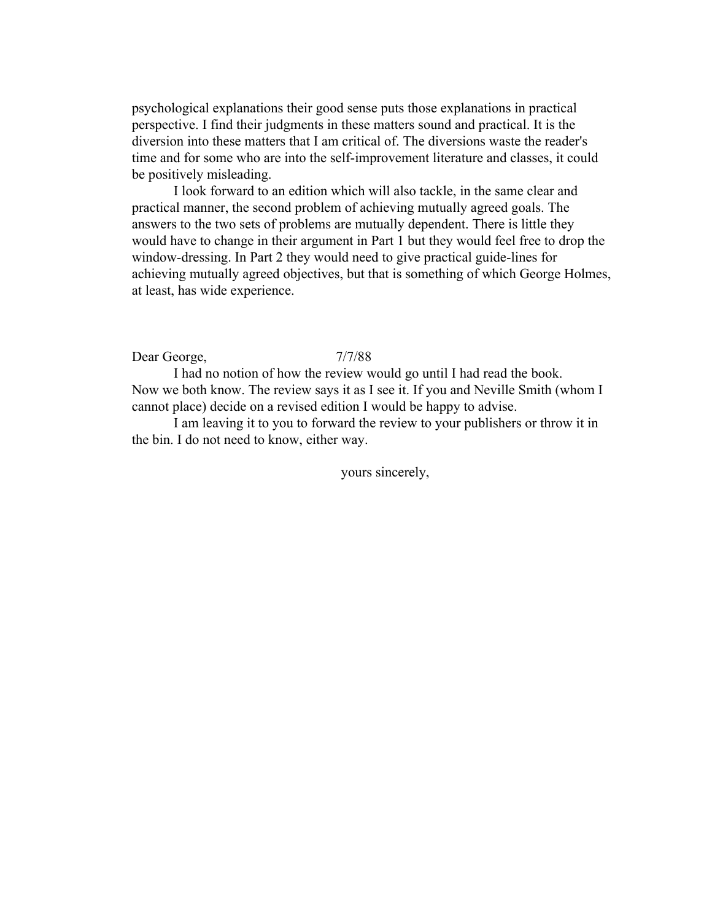psychological explanations their good sense puts those explanations in practical perspective. I find their judgments in these matters sound and practical. It is the diversion into these matters that I am critical of. The diversions waste the reader's time and for some who are into the self-improvement literature and classes, it could be positively misleading.

I look forward to an edition which will also tackle, in the same clear and practical manner, the second problem of achieving mutually agreed goals. The answers to the two sets of problems are mutually dependent. There is little they would have to change in their argument in Part 1 but they would feel free to drop the window-dressing. In Part 2 they would need to give practical guide-lines for achieving mutually agreed objectives, but that is something of which George Holmes, at least, has wide experience.

Dear George, 7/7/88

I had no notion of how the review would go until I had read the book. Now we both know. The review says it as I see it. If you and Neville Smith (whom I cannot place) decide on a revised edition I would be happy to advise.

I am leaving it to you to forward the review to your publishers or throw it in the bin. I do not need to know, either way.

yours sincerely,